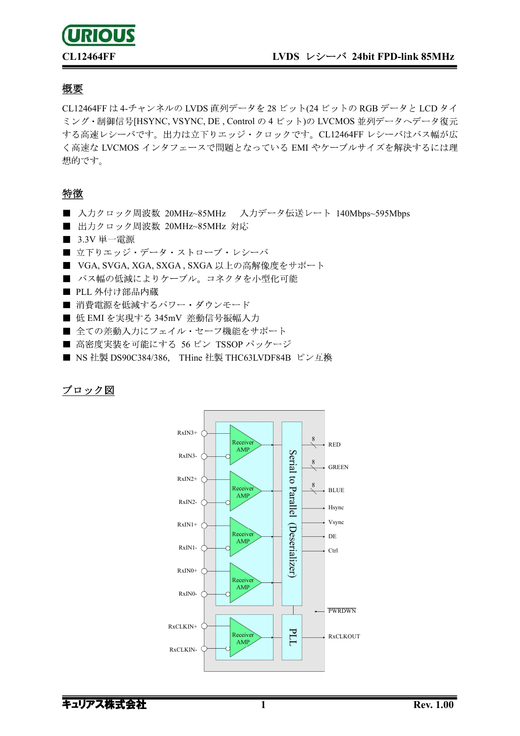**CL12464FF**　　　　　　　　　　　　　　　　　　**LVDS　レシーバ 24bit FPD-link 85MHz**

## 概要

CL12464FF は 4-チャンネルの LVDS 直列データを 28 ビット(24 ビットの RGB データと LCD タイミング・制御信号[HSYNC, VSYNC, DE , Control の 4 ビット)の LVCMOS 並列データへデータ復元する高速レシーバです。出力は立下りエッジ・クロックです。CL12464FF レシーバはバス幅が広く高速な LVCMOS インタフェースで問題となっている EMI やケーブルサイズを解決するには理想的です。

## 特徴

- 入力クロック周波数 20MHz~85MHz　入力データ伝送レート 140Mbps~595Mbps
- 出力クロック周波数 20MHz~85MHz 対応
- 3.3V 単一電源
- 立下りエッジ・データ・ストローブ・レシーバ
- VGA, SVGA, XGA, SXGA , SXGA 以上の高解像度をサポート
- バス幅の低減によりケーブル。コネクタを小型化可能
- PLL 外付け部品内蔵
- 消費電源を低減するパワー・ダウンモード
- 低 EMI を実現する 345mV 差動信号振幅入力
- 全ての差動入力にフェイル・セーフ機能をサポート
- 高密度実装を可能にする 56 ピン TSSOP パッケージ
- NS 社製 DS90C384/386,　THine 社製 THC63LVDF84B ピン互換

## ブロック図

RxIN3+, RxIN3-, RxIN2+, RxIN2-, RxIN1+, RxIN1-, RxIN0+, RxIN0-, RxCLKIN+, RxCLKIN-

Receiver AMP

Serial to Parallel (Deserializer)

PLL

RED (8), GREEN (8), BLUE (8), Hsync, Vsync, DE, Ctrl, PWRDWN, RxCLKOUT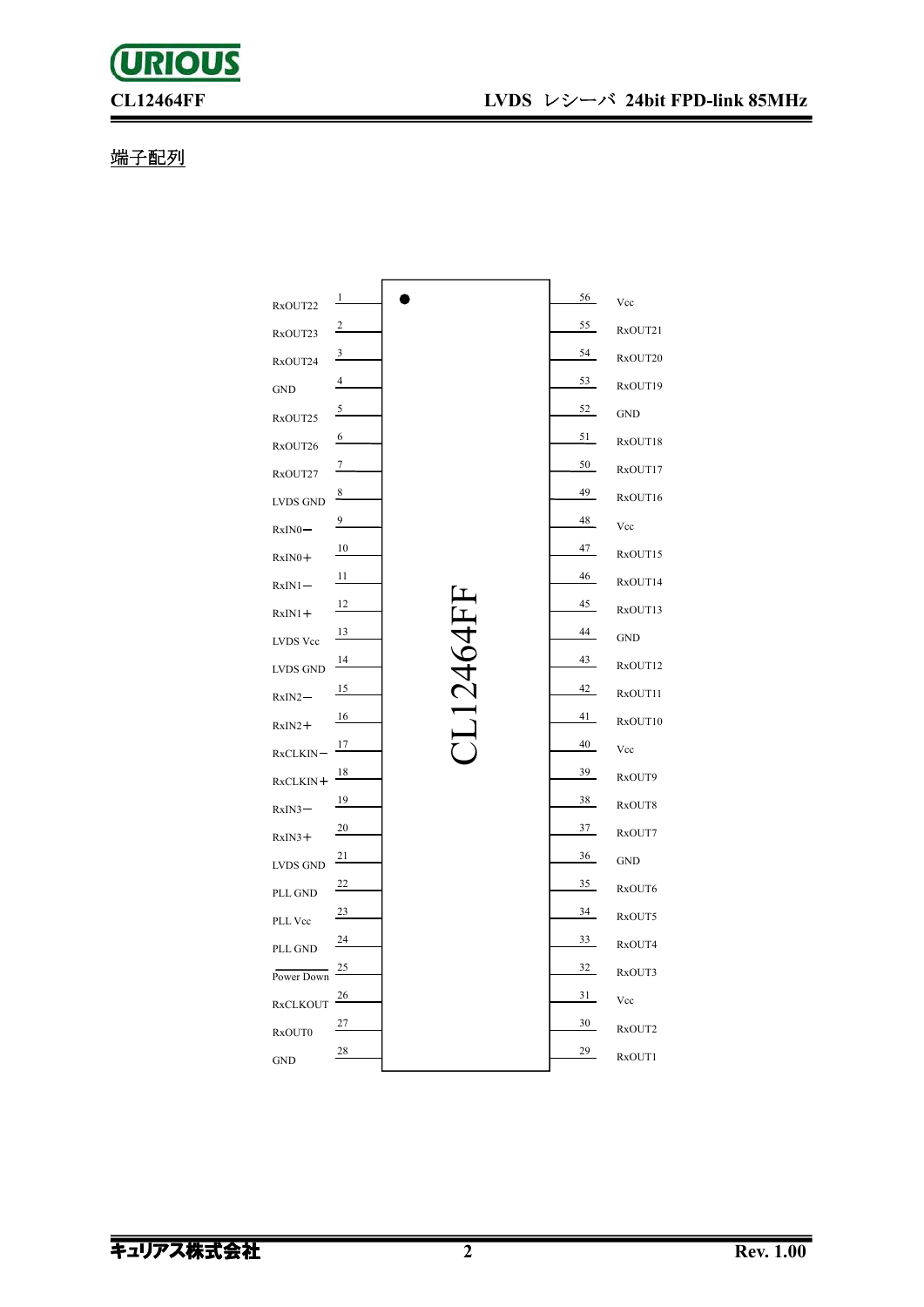## 端子配列

CL12464FF

| ピン | 端子名 | ピン | 端子名 |
|---|---|---|---|
| 1 | RxOUT22 | 56 | Vcc |
| 2 | RxOUT23 | 55 | RxOUT21 |
| 3 | RxOUT24 | 54 | RxOUT20 |
| 4 | GND | 53 | RxOUT19 |
| 5 | RxOUT25 | 52 | GND |
| 6 | RxOUT26 | 51 | RxOUT18 |
| 7 | RxOUT27 | 50 | RxOUT17 |
| 8 | LVDS GND | 49 | RxOUT16 |
| 9 | RxIN0− | 48 | Vcc |
| 10 | RxIN0＋ | 47 | RxOUT15 |
| 11 | RxIN1− | 46 | RxOUT14 |
| 12 | RxIN1＋ | 45 | RxOUT13 |
| 13 | LVDS Vcc | 44 | GND |
| 14 | LVDS GND | 43 | RxOUT12 |
| 15 | RxIN2− | 42 | RxOUT11 |
| 16 | RxIN2＋ | 41 | RxOUT10 |
| 17 | RxCLKIN− | 40 | Vcc |
| 18 | RxCLKIN＋ | 39 | RxOUT9 |
| 19 | RxIN3− | 38 | RxOUT8 |
| 20 | RxIN3＋ | 37 | RxOUT7 |
| 21 | LVDS GND | 36 | GND |
| 22 | PLL GND | 35 | RxOUT6 |
| 23 | PLL Vcc | 34 | RxOUT5 |
| 24 | PLL GND | 33 | RxOUT4 |
| 25 | $\overline{\text{Power Down}}$ | 32 | RxOUT3 |
| 26 | RxCLKOUT | 31 | Vcc |
| 27 | RxOUT0 | 30 | RxOUT2 |
| 28 | GND | 29 | RxOUT1 |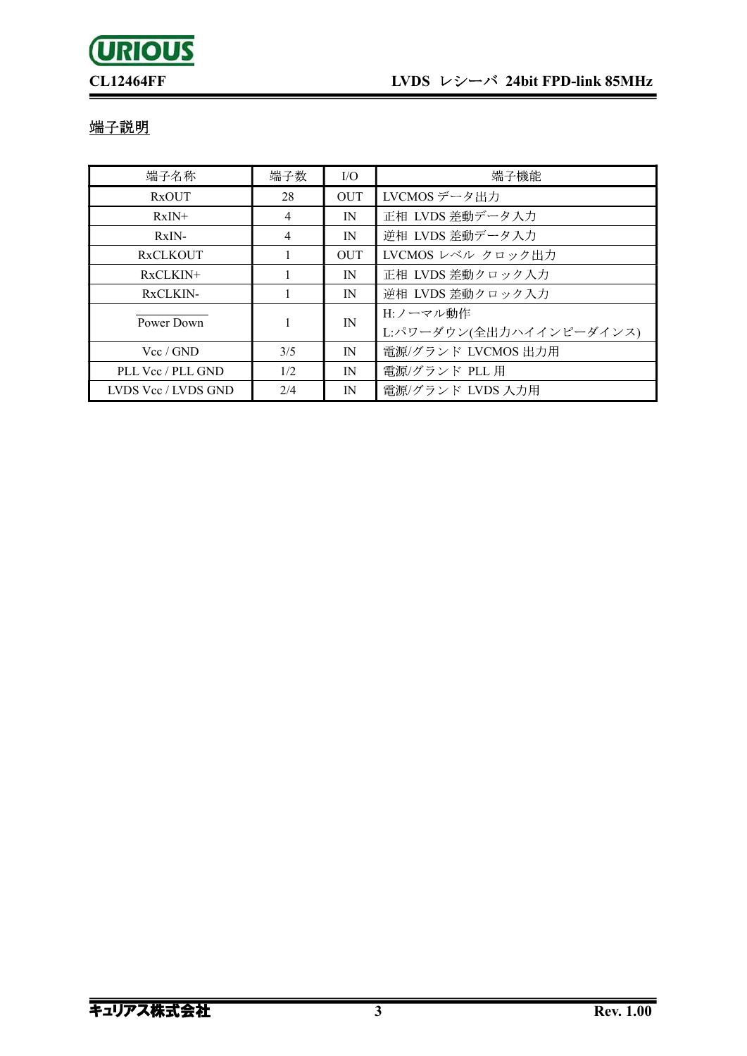## 端子説明

| 端子名称 | 端子数 | I/O | 端子機能 |
|---|---|---|---|
| RxOUT | 28 | OUT | LVCMOS データ出力 |
| RxIN+ | 4 | IN | 正相 LVDS 差動データ入力 |
| RxIN- | 4 | IN | 逆相 LVDS 差動データ入力 |
| RxCLKOUT | 1 | OUT | LVCMOS レベル クロック出力 |
| RxCLKIN+ | 1 | IN | 正相 LVDS 差動クロック入力 |
| RxCLKIN- | 1 | IN | 逆相 LVDS 差動クロック入力 |
| $\overline{\text{Power Down}}$ | 1 | IN | H:ノーマル動作<br>L:パワーダウン(全出力ハイインピーダインス) |
| Vcc / GND | 3/5 | IN | 電源/グランド LVCMOS 出力用 |
| PLL Vcc / PLL GND | 1/2 | IN | 電源/グランド PLL 用 |
| LVDS Vcc / LVDS GND | 2/4 | IN | 電源/グランド LVDS 入力用 |